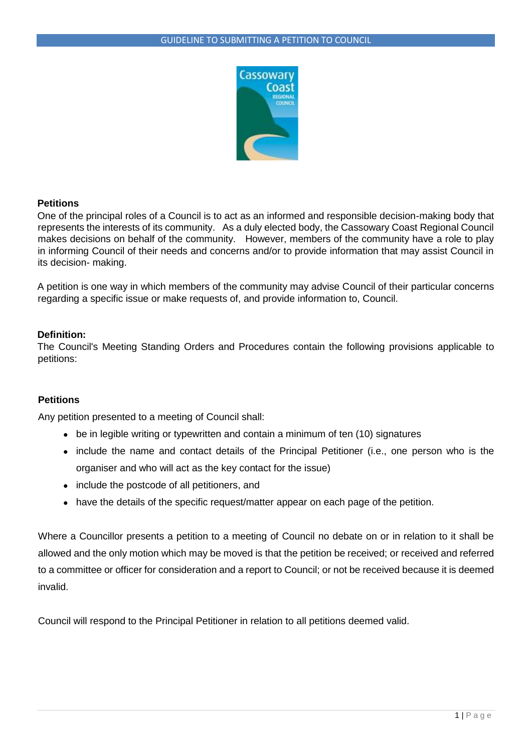# GUIDELINE TO SUBMITTING A PETITION TO COUNCIL

## Petitions

One of the principal roles of a Council is to act as an informed and responsible decision-making body that represents the interests of its community. As a duly elected body, the Cassowary Coast Regional Council makes decisions on behalf of the community. However, members of the community have a role to play in informing Council of their needs and concerns and/or to provide information that may assist Council in its decision- making.

A petition is one way in which members of the community may advise Council of their particular concerns regarding a specific issue or make requests of, and provide information to, Council.

## Definition:

The Council's Meeting Standing Orders and Procedures contain the following provisions applicable to petitions:

### Petitions

Any petition presented to a meeting of Council shall:

- be in legible writing or typewritten and contain a minimum of ten (10) signatures
- include the name and contact details of the Principal Petitioner (i.e., one person who is the organiser and who will act as the key contact for the issue)
- include the postcode of all petitioners, and
- have the details of the specific request/matter appear on each page of the petition.

Where a Councillor presents a petition to a meeting of Council no debate on or in relation to it shall be allowed and the only motion which may be moved is that the petition be received; or received and referred to a committee or officer for consideration and a report to Council; or not be received because it is deemed invalid.

Council will respond to the Principal Petitioner in relation to all petitions deemed valid.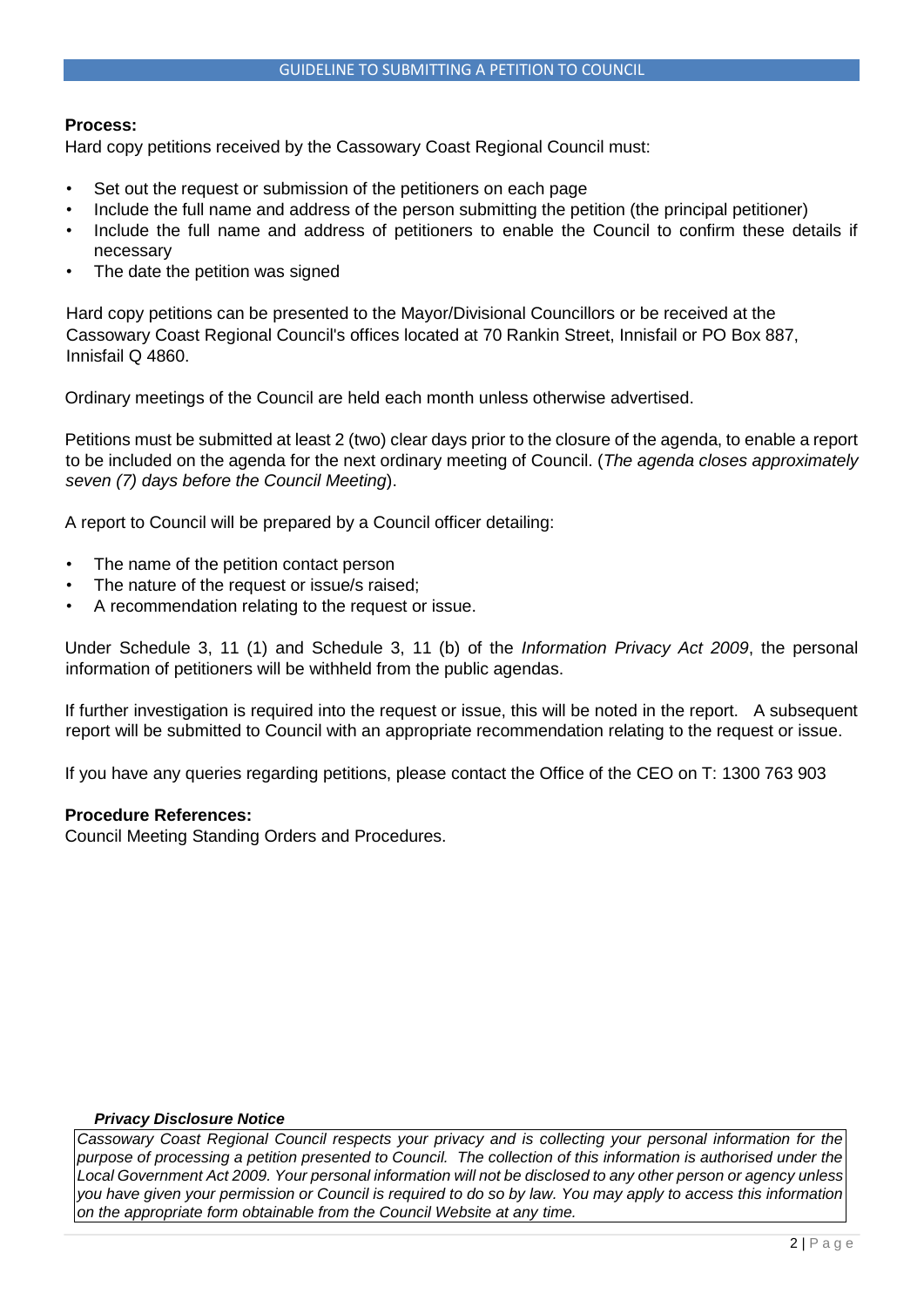**Process:**

Hard copy petitions received by the Cassowary Coast Regional Council must:

- Set out the request or submission of the petitioners on each page
- Include the full name and address of the person submitting the petition (the principal petitioner)
- Include the full name and address of petitioners to enable the Council to confirm these details if necessary
- The date the petition was signed

Hard copy petitions can be presented to the Mayor/Divisional Councillors or be received at the Cassowary Coast Regional Council's offices located at 70 Rankin Street, Innisfail or PO Box 887, Innisfail Q 4860.

Ordinary meetings of the Council are held each month unless otherwise advertised.

Petitions must be submitted at least 2 (two) clear days prior to the closure of the agenda, to enable a report to be included on the agenda for the next ordinary meeting of Council. (*The agenda closes approximately seven (7) days before the Council Meeting*).

A report to Council will be prepared by a Council officer detailing:

- The name of the petition contact person
- The nature of the request or issue/s raised;
- A recommendation relating to the request or issue.

Under Schedule 3, 11 (1) and Schedule 3, 11 (b) of the *Information Privacy Act 2009*, the personal information of petitioners will be withheld from the public agendas.

If further investigation is required into the request or issue, this will be noted in the report. A subsequent report will be submitted to Council with an appropriate recommendation relating to the request or issue.

If you have any queries regarding petitions, please contact the Office of the CEO on T: 1300 763 903

**Procedure References:**

Council Meeting Standing Orders and Procedures.

***Privacy Disclosure Notice***

*Cassowary Coast Regional Council respects your privacy and is collecting your personal information for the purpose of processing a petition presented to Council. The collection of this information is authorised under the Local Government Act 2009. Your personal information will not be disclosed to any other person or agency unless you have given your permission or Council is required to do so by law. You may apply to access this information on the appropriate form obtainable from the Council Website at any time.*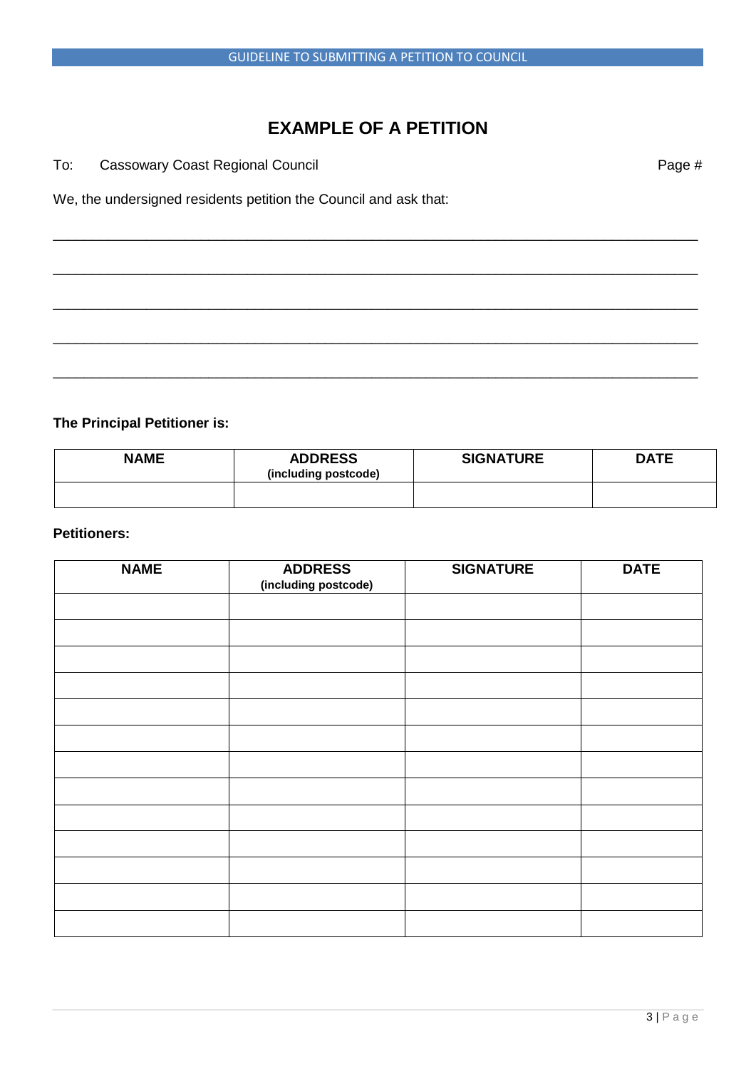# EXAMPLE OF A PETITION

To: Cassowary Coast Regional Council Page #

We, the undersigned residents petition the Council and ask that:

\_\_\_\_\_\_\_\_\_\_\_\_\_\_\_\_\_\_\_\_\_\_\_\_\_\_\_\_\_\_\_\_\_\_\_\_\_\_\_\_\_\_\_\_\_\_\_\_\_\_\_\_\_\_\_\_\_\_\_\_\_\_\_\_\_\_\_\_\_\_\_\_\_\_

\_\_\_\_\_\_\_\_\_\_\_\_\_\_\_\_\_\_\_\_\_\_\_\_\_\_\_\_\_\_\_\_\_\_\_\_\_\_\_\_\_\_\_\_\_\_\_\_\_\_\_\_\_\_\_\_\_\_\_\_\_\_\_\_\_\_\_\_\_\_\_\_\_\_

\_\_\_\_\_\_\_\_\_\_\_\_\_\_\_\_\_\_\_\_\_\_\_\_\_\_\_\_\_\_\_\_\_\_\_\_\_\_\_\_\_\_\_\_\_\_\_\_\_\_\_\_\_\_\_\_\_\_\_\_\_\_\_\_\_\_\_\_\_\_\_\_\_\_

\_\_\_\_\_\_\_\_\_\_\_\_\_\_\_\_\_\_\_\_\_\_\_\_\_\_\_\_\_\_\_\_\_\_\_\_\_\_\_\_\_\_\_\_\_\_\_\_\_\_\_\_\_\_\_\_\_\_\_\_\_\_\_\_\_\_\_\_\_\_\_\_\_\_

\_\_\_\_\_\_\_\_\_\_\_\_\_\_\_\_\_\_\_\_\_\_\_\_\_\_\_\_\_\_\_\_\_\_\_\_\_\_\_\_\_\_\_\_\_\_\_\_\_\_\_\_\_\_\_\_\_\_\_\_\_\_\_\_\_\_\_\_\_\_\_\_\_\_

**The Principal Petitioner is:**

| NAME | ADDRESS (including postcode) | SIGNATURE | DATE |
|---|---|---|---|
| | | | |

**Petitioners:**

| NAME | ADDRESS (including postcode) | SIGNATURE | DATE |
|---|---|---|---|
| | | | |
| | | | |
| | | | |
| | | | |
| | | | |
| | | | |
| | | | |
| | | | |
| | | | |
| | | | |
| | | | |
| | | | |
| | | | |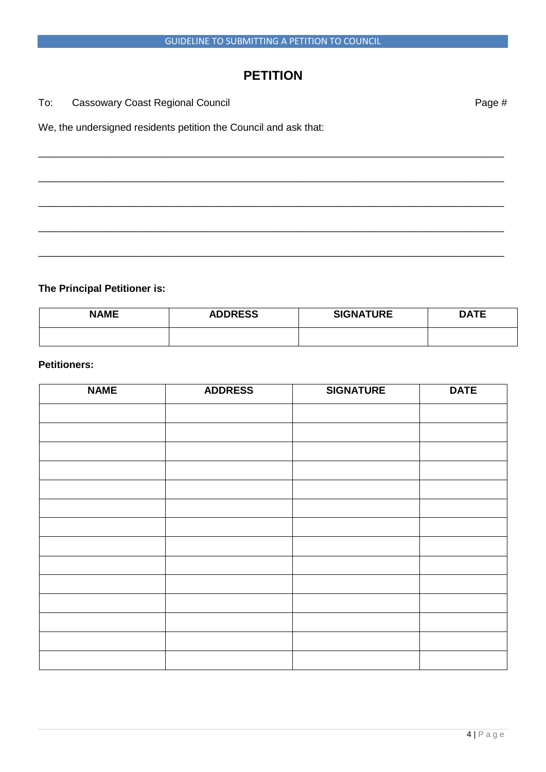# PETITION

To: Cassowary Coast Regional Council　　　　　　　　　　　　　　　　Page #

We, the undersigned residents petition the Council and ask that:

___________________________________________________________________________

___________________________________________________________________________

___________________________________________________________________________

___________________________________________________________________________

___________________________________________________________________________

**The Principal Petitioner is:**

| NAME | ADDRESS | SIGNATURE | DATE |
|---|---|---|---|
| | | | |

**Petitioners:**

| NAME | ADDRESS | SIGNATURE | DATE |
|---|---|---|---|
| | | | |
| | | | |
| | | | |
| | | | |
| | | | |
| | | | |
| | | | |
| | | | |
| | | | |
| | | | |
| | | | |
| | | | |
| | | | |
| | | | |